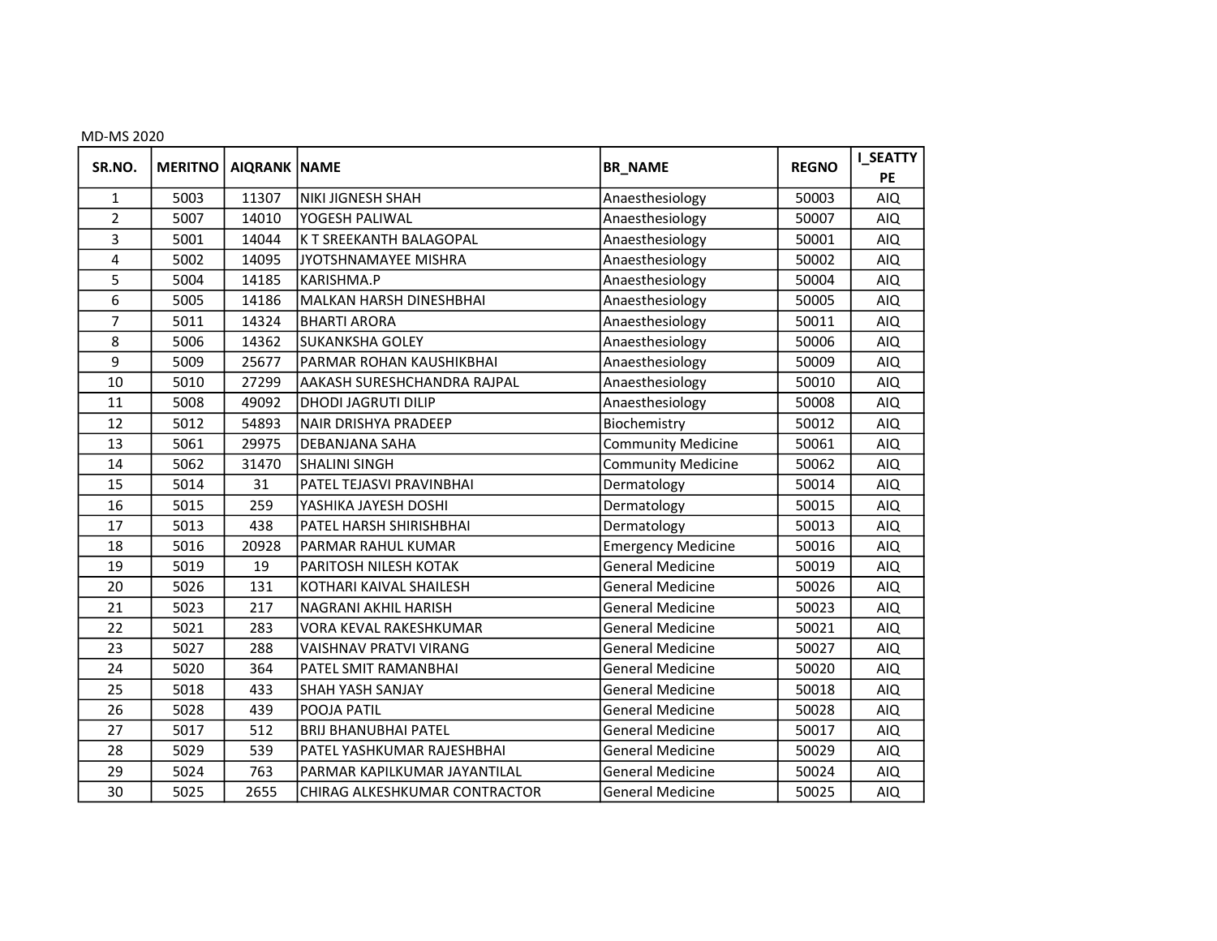MD-MS 2020

| SR.NO. | MERITNO | AIQRANK | NAME | BR_NAME | REGNO | I_SEATTYPE |
|---|---|---|---|---|---|---|
| 1 | 5003 | 11307 | NIKI JIGNESH SHAH | Anaesthesiology | 50003 | AIQ |
| 2 | 5007 | 14010 | YOGESH PALIWAL | Anaesthesiology | 50007 | AIQ |
| 3 | 5001 | 14044 | K T SREEKANTH BALAGOPAL | Anaesthesiology | 50001 | AIQ |
| 4 | 5002 | 14095 | JYOTSHNAMAYEE MISHRA | Anaesthesiology | 50002 | AIQ |
| 5 | 5004 | 14185 | KARISHMA.P | Anaesthesiology | 50004 | AIQ |
| 6 | 5005 | 14186 | MALKAN HARSH DINESHBHAI | Anaesthesiology | 50005 | AIQ |
| 7 | 5011 | 14324 | BHARTI ARORA | Anaesthesiology | 50011 | AIQ |
| 8 | 5006 | 14362 | SUKANKSHA GOLEY | Anaesthesiology | 50006 | AIQ |
| 9 | 5009 | 25677 | PARMAR ROHAN KAUSHIKBHAI | Anaesthesiology | 50009 | AIQ |
| 10 | 5010 | 27299 | AAKASH SURESHCHANDRA RAJPAL | Anaesthesiology | 50010 | AIQ |
| 11 | 5008 | 49092 | DHODI JAGRUTI DILIP | Anaesthesiology | 50008 | AIQ |
| 12 | 5012 | 54893 | NAIR DRISHYA PRADEEP | Biochemistry | 50012 | AIQ |
| 13 | 5061 | 29975 | DEBANJANA SAHA | Community Medicine | 50061 | AIQ |
| 14 | 5062 | 31470 | SHALINI SINGH | Community Medicine | 50062 | AIQ |
| 15 | 5014 | 31 | PATEL TEJASVI PRAVINBHAI | Dermatology | 50014 | AIQ |
| 16 | 5015 | 259 | YASHIKA JAYESH DOSHI | Dermatology | 50015 | AIQ |
| 17 | 5013 | 438 | PATEL HARSH SHIRISHBHAI | Dermatology | 50013 | AIQ |
| 18 | 5016 | 20928 | PARMAR RAHUL KUMAR | Emergency Medicine | 50016 | AIQ |
| 19 | 5019 | 19 | PARITOSH NILESH KOTAK | General Medicine | 50019 | AIQ |
| 20 | 5026 | 131 | KOTHARI KAIVAL SHAILESH | General Medicine | 50026 | AIQ |
| 21 | 5023 | 217 | NAGRANI AKHIL HARISH | General Medicine | 50023 | AIQ |
| 22 | 5021 | 283 | VORA KEVAL RAKESHKUMAR | General Medicine | 50021 | AIQ |
| 23 | 5027 | 288 | VAISHNAV PRATVI VIRANG | General Medicine | 50027 | AIQ |
| 24 | 5020 | 364 | PATEL SMIT RAMANBHAI | General Medicine | 50020 | AIQ |
| 25 | 5018 | 433 | SHAH YASH SANJAY | General Medicine | 50018 | AIQ |
| 26 | 5028 | 439 | POOJA PATIL | General Medicine | 50028 | AIQ |
| 27 | 5017 | 512 | BRIJ BHANUBHAI PATEL | General Medicine | 50017 | AIQ |
| 28 | 5029 | 539 | PATEL YASHKUMAR RAJESHBHAI | General Medicine | 50029 | AIQ |
| 29 | 5024 | 763 | PARMAR KAPILKUMAR JAYANTILAL | General Medicine | 50024 | AIQ |
| 30 | 5025 | 2655 | CHIRAG ALKESHKUMAR CONTRACTOR | General Medicine | 50025 | AIQ |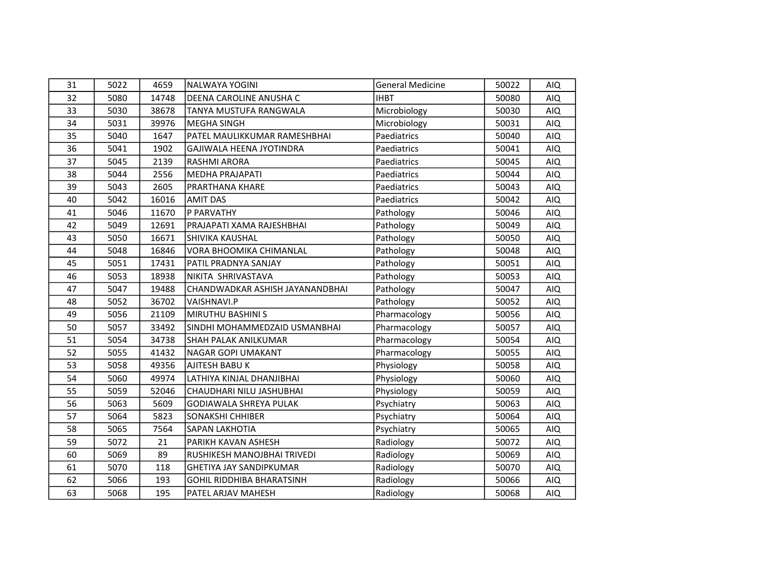| | | | | | | |
|---|---|---|---|---|---|---|
| 31 | 5022 | 4659 | NALWAYA YOGINI | General Medicine | 50022 | AIQ |
| 32 | 5080 | 14748 | DEENA CAROLINE ANUSHA C | IHBT | 50080 | AIQ |
| 33 | 5030 | 38678 | TANYA MUSTUFA RANGWALA | Microbiology | 50030 | AIQ |
| 34 | 5031 | 39976 | MEGHA SINGH | Microbiology | 50031 | AIQ |
| 35 | 5040 | 1647 | PATEL MAULIKKUMAR RAMESHBHAI | Paediatrics | 50040 | AIQ |
| 36 | 5041 | 1902 | GAJIWALA HEENA JYOTINDRA | Paediatrics | 50041 | AIQ |
| 37 | 5045 | 2139 | RASHMI ARORA | Paediatrics | 50045 | AIQ |
| 38 | 5044 | 2556 | MEDHA PRAJAPATI | Paediatrics | 50044 | AIQ |
| 39 | 5043 | 2605 | PRARTHANA KHARE | Paediatrics | 50043 | AIQ |
| 40 | 5042 | 16016 | AMIT DAS | Paediatrics | 50042 | AIQ |
| 41 | 5046 | 11670 | P PARVATHY | Pathology | 50046 | AIQ |
| 42 | 5049 | 12691 | PRAJAPATI XAMA RAJESHBHAI | Pathology | 50049 | AIQ |
| 43 | 5050 | 16671 | SHIVIKA KAUSHAL | Pathology | 50050 | AIQ |
| 44 | 5048 | 16846 | VORA BHOOMIKA CHIMANLAL | Pathology | 50048 | AIQ |
| 45 | 5051 | 17431 | PATIL PRADNYA SANJAY | Pathology | 50051 | AIQ |
| 46 | 5053 | 18938 | NIKITA SHRIVASTAVA | Pathology | 50053 | AIQ |
| 47 | 5047 | 19488 | CHANDWADKAR ASHISH JAYANANDBHAI | Pathology | 50047 | AIQ |
| 48 | 5052 | 36702 | VAISHNAVI.P | Pathology | 50052 | AIQ |
| 49 | 5056 | 21109 | MIRUTHU BASHINI S | Pharmacology | 50056 | AIQ |
| 50 | 5057 | 33492 | SINDHI MOHAMMEDZAID USMANBHAI | Pharmacology | 50057 | AIQ |
| 51 | 5054 | 34738 | SHAH PALAK ANILKUMAR | Pharmacology | 50054 | AIQ |
| 52 | 5055 | 41432 | NAGAR GOPI UMAKANT | Pharmacology | 50055 | AIQ |
| 53 | 5058 | 49356 | AJITESH BABU K | Physiology | 50058 | AIQ |
| 54 | 5060 | 49974 | LATHIYA KINJAL DHANJIBHAI | Physiology | 50060 | AIQ |
| 55 | 5059 | 52046 | CHAUDHARI NILU JASHUBHAI | Physiology | 50059 | AIQ |
| 56 | 5063 | 5609 | GODIAWALA SHREYA PULAK | Psychiatry | 50063 | AIQ |
| 57 | 5064 | 5823 | SONAKSHI CHHIBER | Psychiatry | 50064 | AIQ |
| 58 | 5065 | 7564 | SAPAN LAKHOTIA | Psychiatry | 50065 | AIQ |
| 59 | 5072 | 21 | PARIKH KAVAN ASHESH | Radiology | 50072 | AIQ |
| 60 | 5069 | 89 | RUSHIKESH MANOJBHAI TRIVEDI | Radiology | 50069 | AIQ |
| 61 | 5070 | 118 | GHETIYA JAY SANDIPKUMAR | Radiology | 50070 | AIQ |
| 62 | 5066 | 193 | GOHIL RIDDHIBA BHARATSINH | Radiology | 50066 | AIQ |
| 63 | 5068 | 195 | PATEL ARJAV MAHESH | Radiology | 50068 | AIQ |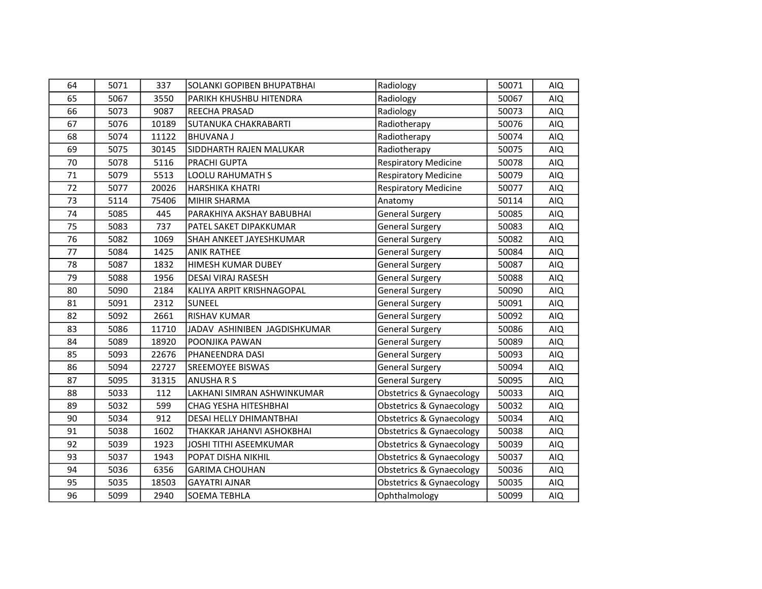| | | | | | | |
|---|---|---|---|---|---|---|
| 64 | 5071 | 337 | SOLANKI GOPIBEN BHUPATBHAI | Radiology | 50071 | AIQ |
| 65 | 5067 | 3550 | PARIKH KHUSHBU HITENDRA | Radiology | 50067 | AIQ |
| 66 | 5073 | 9087 | REECHA PRASAD | Radiology | 50073 | AIQ |
| 67 | 5076 | 10189 | SUTANUKA CHAKRABARTI | Radiotherapy | 50076 | AIQ |
| 68 | 5074 | 11122 | BHUVANA J | Radiotherapy | 50074 | AIQ |
| 69 | 5075 | 30145 | SIDDHARTH RAJEN MALUKAR | Radiotherapy | 50075 | AIQ |
| 70 | 5078 | 5116 | PRACHI GUPTA | Respiratory Medicine | 50078 | AIQ |
| 71 | 5079 | 5513 | LOOLU RAHUMATH S | Respiratory Medicine | 50079 | AIQ |
| 72 | 5077 | 20026 | HARSHIKA KHATRI | Respiratory Medicine | 50077 | AIQ |
| 73 | 5114 | 75406 | MIHIR SHARMA | Anatomy | 50114 | AIQ |
| 74 | 5085 | 445 | PARAKHIYA AKSHAY BABUBHAI | General Surgery | 50085 | AIQ |
| 75 | 5083 | 737 | PATEL SAKET DIPAKKUMAR | General Surgery | 50083 | AIQ |
| 76 | 5082 | 1069 | SHAH ANKEET JAYESHKUMAR | General Surgery | 50082 | AIQ |
| 77 | 5084 | 1425 | ANIK RATHEE | General Surgery | 50084 | AIQ |
| 78 | 5087 | 1832 | HIMESH KUMAR DUBEY | General Surgery | 50087 | AIQ |
| 79 | 5088 | 1956 | DESAI VIRAJ RASESH | General Surgery | 50088 | AIQ |
| 80 | 5090 | 2184 | KALIYA ARPIT KRISHNAGOPAL | General Surgery | 50090 | AIQ |
| 81 | 5091 | 2312 | SUNEEL | General Surgery | 50091 | AIQ |
| 82 | 5092 | 2661 | RISHAV KUMAR | General Surgery | 50092 | AIQ |
| 83 | 5086 | 11710 | JADAV ASHINIBEN JAGDISHKUMAR | General Surgery | 50086 | AIQ |
| 84 | 5089 | 18920 | POONJIKA PAWAN | General Surgery | 50089 | AIQ |
| 85 | 5093 | 22676 | PHANEENDRA DASI | General Surgery | 50093 | AIQ |
| 86 | 5094 | 22727 | SREEMOYEE BISWAS | General Surgery | 50094 | AIQ |
| 87 | 5095 | 31315 | ANUSHA R S | General Surgery | 50095 | AIQ |
| 88 | 5033 | 112 | LAKHANI SIMRAN ASHWINKUMAR | Obstetrics & Gynaecology | 50033 | AIQ |
| 89 | 5032 | 599 | CHAG YESHA HITESHBHAI | Obstetrics & Gynaecology | 50032 | AIQ |
| 90 | 5034 | 912 | DESAI HELLY DHIMANTBHAI | Obstetrics & Gynaecology | 50034 | AIQ |
| 91 | 5038 | 1602 | THAKKAR JAHANVI ASHOKBHAI | Obstetrics & Gynaecology | 50038 | AIQ |
| 92 | 5039 | 1923 | JOSHI TITHI ASEEMKUMAR | Obstetrics & Gynaecology | 50039 | AIQ |
| 93 | 5037 | 1943 | POPAT DISHA NIKHIL | Obstetrics & Gynaecology | 50037 | AIQ |
| 94 | 5036 | 6356 | GARIMA CHOUHAN | Obstetrics & Gynaecology | 50036 | AIQ |
| 95 | 5035 | 18503 | GAYATRI AJNAR | Obstetrics & Gynaecology | 50035 | AIQ |
| 96 | 5099 | 2940 | SOEMA TEBHLA | Ophthalmology | 50099 | AIQ |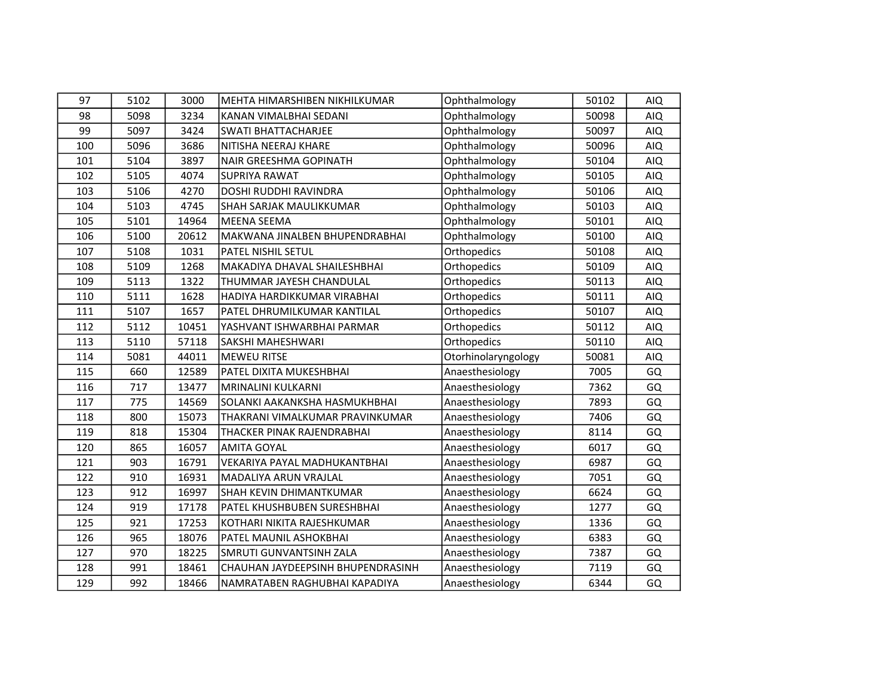| | | | | | | |
|---|---|---|---|---|---|---|
| 97 | 5102 | 3000 | MEHTA HIMARSHIBEN NIKHILKUMAR | Ophthalmology | 50102 | AIQ |
| 98 | 5098 | 3234 | KANAN VIMALBHAI SEDANI | Ophthalmology | 50098 | AIQ |
| 99 | 5097 | 3424 | SWATI BHATTACHARJEE | Ophthalmology | 50097 | AIQ |
| 100 | 5096 | 3686 | NITISHA NEERAJ KHARE | Ophthalmology | 50096 | AIQ |
| 101 | 5104 | 3897 | NAIR GREESHMA GOPINATH | Ophthalmology | 50104 | AIQ |
| 102 | 5105 | 4074 | SUPRIYA RAWAT | Ophthalmology | 50105 | AIQ |
| 103 | 5106 | 4270 | DOSHI RUDDHI RAVINDRA | Ophthalmology | 50106 | AIQ |
| 104 | 5103 | 4745 | SHAH SARJAK MAULIKKUMAR | Ophthalmology | 50103 | AIQ |
| 105 | 5101 | 14964 | MEENA SEEMA | Ophthalmology | 50101 | AIQ |
| 106 | 5100 | 20612 | MAKWANA JINALBEN BHUPENDRABHAI | Ophthalmology | 50100 | AIQ |
| 107 | 5108 | 1031 | PATEL NISHIL SETUL | Orthopedics | 50108 | AIQ |
| 108 | 5109 | 1268 | MAKADIYA DHAVAL SHAILESHBHAI | Orthopedics | 50109 | AIQ |
| 109 | 5113 | 1322 | THUMMAR JAYESH CHANDULAL | Orthopedics | 50113 | AIQ |
| 110 | 5111 | 1628 | HADIYA HARDIKKUMAR VIRABHAI | Orthopedics | 50111 | AIQ |
| 111 | 5107 | 1657 | PATEL DHRUMILKUMAR KANTILAL | Orthopedics | 50107 | AIQ |
| 112 | 5112 | 10451 | YASHVANT ISHWARBHAI PARMAR | Orthopedics | 50112 | AIQ |
| 113 | 5110 | 57118 | SAKSHI MAHESHWARI | Orthopedics | 50110 | AIQ |
| 114 | 5081 | 44011 | MEWEU RITSE | Otorhinolaryngology | 50081 | AIQ |
| 115 | 660 | 12589 | PATEL DIXITA MUKESHBHAI | Anaesthesiology | 7005 | GQ |
| 116 | 717 | 13477 | MRINALINI KULKARNI | Anaesthesiology | 7362 | GQ |
| 117 | 775 | 14569 | SOLANKI AAKANKSHA HASMUKHBHAI | Anaesthesiology | 7893 | GQ |
| 118 | 800 | 15073 | THAKRANI VIMALKUMAR PRAVINKUMAR | Anaesthesiology | 7406 | GQ |
| 119 | 818 | 15304 | THACKER PINAK RAJENDRABHAI | Anaesthesiology | 8114 | GQ |
| 120 | 865 | 16057 | AMITA GOYAL | Anaesthesiology | 6017 | GQ |
| 121 | 903 | 16791 | VEKARIYA PAYAL MADHUKANTBHAI | Anaesthesiology | 6987 | GQ |
| 122 | 910 | 16931 | MADALIYA ARUN VRAJLAL | Anaesthesiology | 7051 | GQ |
| 123 | 912 | 16997 | SHAH KEVIN DHIMANTKUMAR | Anaesthesiology | 6624 | GQ |
| 124 | 919 | 17178 | PATEL KHUSHBUBEN SURESHBHAI | Anaesthesiology | 1277 | GQ |
| 125 | 921 | 17253 | KOTHARI NIKITA RAJESHKUMAR | Anaesthesiology | 1336 | GQ |
| 126 | 965 | 18076 | PATEL MAUNIL ASHOKBHAI | Anaesthesiology | 6383 | GQ |
| 127 | 970 | 18225 | SMRUTI GUNVANTSINH ZALA | Anaesthesiology | 7387 | GQ |
| 128 | 991 | 18461 | CHAUHAN JAYDEEPSINH BHUPENDRASINH | Anaesthesiology | 7119 | GQ |
| 129 | 992 | 18466 | NAMRATABEN RAGHUBHAI KAPADIYA | Anaesthesiology | 6344 | GQ |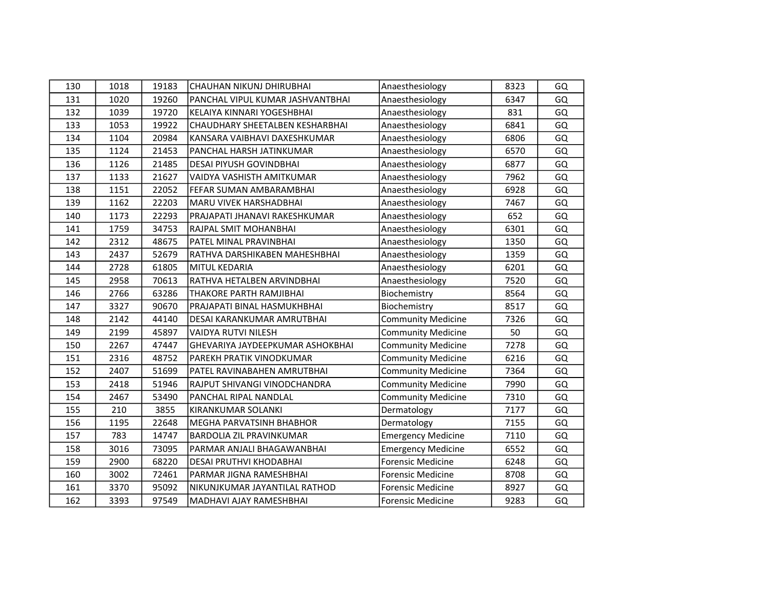| | | | | | | |
|---|---|---|---|---|---|---|
| 130 | 1018 | 19183 | CHAUHAN NIKUNJ DHIRUBHAI | Anaesthesiology | 8323 | GQ |
| 131 | 1020 | 19260 | PANCHAL VIPUL KUMAR JASHVANTBHAI | Anaesthesiology | 6347 | GQ |
| 132 | 1039 | 19720 | KELAIYA KINNARI YOGESHBHAI | Anaesthesiology | 831 | GQ |
| 133 | 1053 | 19922 | CHAUDHARY SHEETALBEN KESHARBHAI | Anaesthesiology | 6841 | GQ |
| 134 | 1104 | 20984 | KANSARA VAIBHAVI DAXESHKUMAR | Anaesthesiology | 6806 | GQ |
| 135 | 1124 | 21453 | PANCHAL HARSH JATINKUMAR | Anaesthesiology | 6570 | GQ |
| 136 | 1126 | 21485 | DESAI PIYUSH GOVINDBHAI | Anaesthesiology | 6877 | GQ |
| 137 | 1133 | 21627 | VAIDYA VASHISTH AMITKUMAR | Anaesthesiology | 7962 | GQ |
| 138 | 1151 | 22052 | FEFAR SUMAN AMBARAMBHAI | Anaesthesiology | 6928 | GQ |
| 139 | 1162 | 22203 | MARU VIVEK HARSHADBHAI | Anaesthesiology | 7467 | GQ |
| 140 | 1173 | 22293 | PRAJAPATI JHANAVI RAKESHKUMAR | Anaesthesiology | 652 | GQ |
| 141 | 1759 | 34753 | RAJPAL SMIT MOHANBHAI | Anaesthesiology | 6301 | GQ |
| 142 | 2312 | 48675 | PATEL MINAL PRAVINBHAI | Anaesthesiology | 1350 | GQ |
| 143 | 2437 | 52679 | RATHVA DARSHIKABEN MAHESHBHAI | Anaesthesiology | 1359 | GQ |
| 144 | 2728 | 61805 | MITUL KEDARIA | Anaesthesiology | 6201 | GQ |
| 145 | 2958 | 70613 | RATHVA HETALBEN ARVINDBHAI | Anaesthesiology | 7520 | GQ |
| 146 | 2766 | 63286 | THAKORE PARTH RAMJIBHAI | Biochemistry | 8564 | GQ |
| 147 | 3327 | 90670 | PRAJAPATI BINAL HASMUKHBHAI | Biochemistry | 8517 | GQ |
| 148 | 2142 | 44140 | DESAI KARANKUMAR AMRUTBHAI | Community Medicine | 7326 | GQ |
| 149 | 2199 | 45897 | VAIDYA RUTVI NILESH | Community Medicine | 50 | GQ |
| 150 | 2267 | 47447 | GHEVARIYA JAYDEEPKUMAR ASHOKBHAI | Community Medicine | 7278 | GQ |
| 151 | 2316 | 48752 | PAREKH PRATIK VINODKUMAR | Community Medicine | 6216 | GQ |
| 152 | 2407 | 51699 | PATEL RAVINABAHEN AMRUTBHAI | Community Medicine | 7364 | GQ |
| 153 | 2418 | 51946 | RAJPUT SHIVANGI VINODCHANDRA | Community Medicine | 7990 | GQ |
| 154 | 2467 | 53490 | PANCHAL RIPAL NANDLAL | Community Medicine | 7310 | GQ |
| 155 | 210 | 3855 | KIRANKUMAR SOLANKI | Dermatology | 7177 | GQ |
| 156 | 1195 | 22648 | MEGHA PARVATSINH BHABHOR | Dermatology | 7155 | GQ |
| 157 | 783 | 14747 | BARDOLIA ZIL PRAVINKUMAR | Emergency Medicine | 7110 | GQ |
| 158 | 3016 | 73095 | PARMAR ANJALI BHAGAWANBHAI | Emergency Medicine | 6552 | GQ |
| 159 | 2900 | 68220 | DESAI PRUTHVI KHODABHAI | Forensic Medicine | 6248 | GQ |
| 160 | 3002 | 72461 | PARMAR JIGNA RAMESHBHAI | Forensic Medicine | 8708 | GQ |
| 161 | 3370 | 95092 | NIKUNJKUMAR JAYANTILAL RATHOD | Forensic Medicine | 8927 | GQ |
| 162 | 3393 | 97549 | MADHAVI AJAY RAMESHBHAI | Forensic Medicine | 9283 | GQ |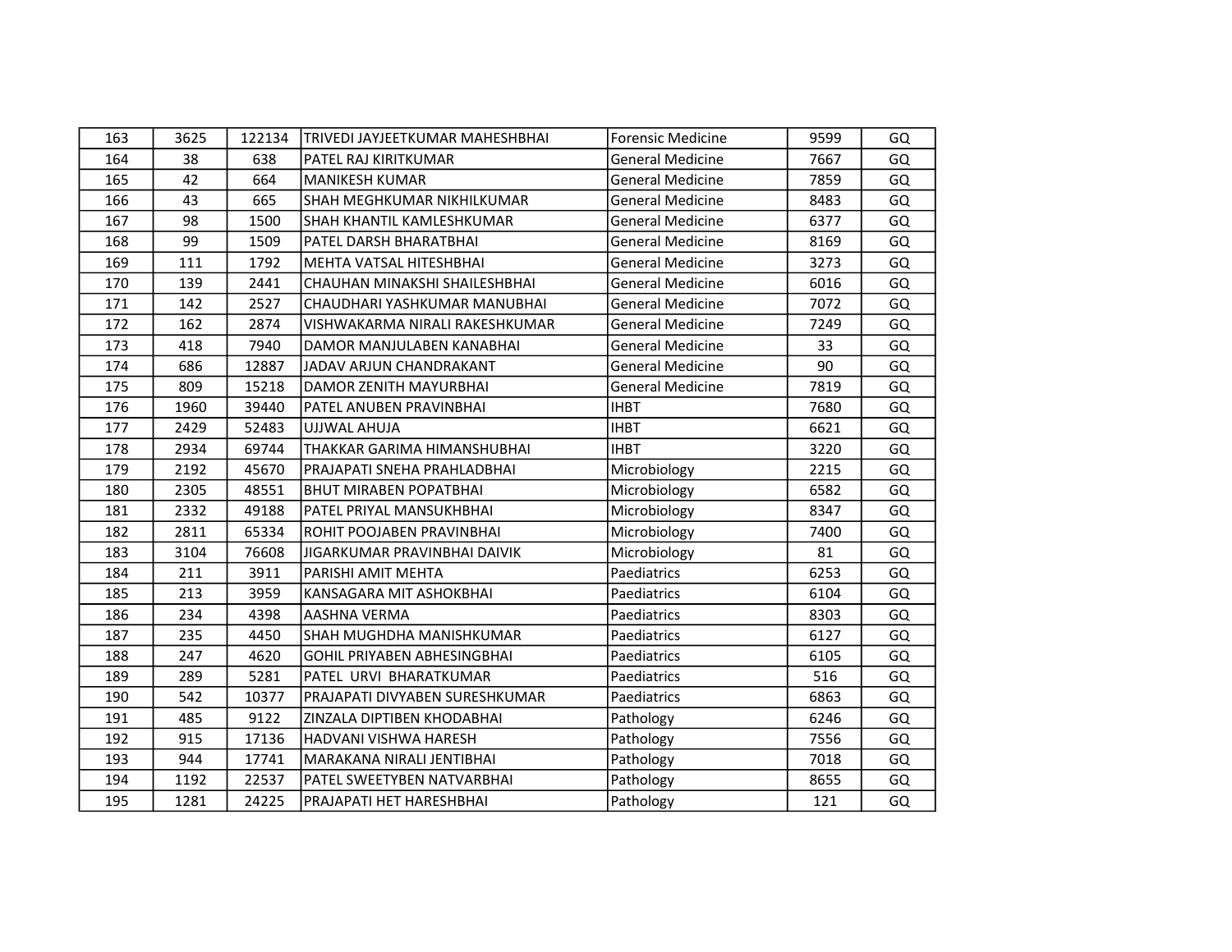| | | | | | | |
|---|---|---|---|---|---|---|
| 163 | 3625 | 122134 | TRIVEDI JAYJEETKUMAR MAHESHBHAI | Forensic Medicine | 9599 | GQ |
| 164 | 38 | 638 | PATEL RAJ KIRITKUMAR | General Medicine | 7667 | GQ |
| 165 | 42 | 664 | MANIKESH KUMAR | General Medicine | 7859 | GQ |
| 166 | 43 | 665 | SHAH MEGHKUMAR NIKHILKUMAR | General Medicine | 8483 | GQ |
| 167 | 98 | 1500 | SHAH KHANTIL KAMLESHKUMAR | General Medicine | 6377 | GQ |
| 168 | 99 | 1509 | PATEL DARSH BHARATBHAI | General Medicine | 8169 | GQ |
| 169 | 111 | 1792 | MEHTA VATSAL HITESHBHAI | General Medicine | 3273 | GQ |
| 170 | 139 | 2441 | CHAUHAN MINAKSHI SHAILESHBHAI | General Medicine | 6016 | GQ |
| 171 | 142 | 2527 | CHAUDHARI YASHKUMAR MANUBHAI | General Medicine | 7072 | GQ |
| 172 | 162 | 2874 | VISHWAKARMA NIRALI RAKESHKUMAR | General Medicine | 7249 | GQ |
| 173 | 418 | 7940 | DAMOR MANJULABEN KANABHAI | General Medicine | 33 | GQ |
| 174 | 686 | 12887 | JADAV ARJUN CHANDRAKANT | General Medicine | 90 | GQ |
| 175 | 809 | 15218 | DAMOR ZENITH MAYURBHAI | General Medicine | 7819 | GQ |
| 176 | 1960 | 39440 | PATEL ANUBEN PRAVINBHAI | IHBT | 7680 | GQ |
| 177 | 2429 | 52483 | UJJWAL AHUJA | IHBT | 6621 | GQ |
| 178 | 2934 | 69744 | THAKKAR GARIMA HIMANSHUBHAI | IHBT | 3220 | GQ |
| 179 | 2192 | 45670 | PRAJAPATI SNEHA PRAHLADBHAI | Microbiology | 2215 | GQ |
| 180 | 2305 | 48551 | BHUT MIRABEN POPATBHAI | Microbiology | 6582 | GQ |
| 181 | 2332 | 49188 | PATEL PRIYAL MANSUKHBHAI | Microbiology | 8347 | GQ |
| 182 | 2811 | 65334 | ROHIT POOJABEN PRAVINBHAI | Microbiology | 7400 | GQ |
| 183 | 3104 | 76608 | JIGARKUMAR PRAVINBHAI DAIVIK | Microbiology | 81 | GQ |
| 184 | 211 | 3911 | PARISHI AMIT MEHTA | Paediatrics | 6253 | GQ |
| 185 | 213 | 3959 | KANSAGARA MIT ASHOKBHAI | Paediatrics | 6104 | GQ |
| 186 | 234 | 4398 | AASHNA VERMA | Paediatrics | 8303 | GQ |
| 187 | 235 | 4450 | SHAH MUGHDHA MANISHKUMAR | Paediatrics | 6127 | GQ |
| 188 | 247 | 4620 | GOHIL PRIYABEN ABHESINGBHAI | Paediatrics | 6105 | GQ |
| 189 | 289 | 5281 | PATEL URVI BHARATKUMAR | Paediatrics | 516 | GQ |
| 190 | 542 | 10377 | PRAJAPATI DIVYABEN SURESHKUMAR | Paediatrics | 6863 | GQ |
| 191 | 485 | 9122 | ZINZALA DIPTIBEN KHODABHAI | Pathology | 6246 | GQ |
| 192 | 915 | 17136 | HADVANI VISHWA HARESH | Pathology | 7556 | GQ |
| 193 | 944 | 17741 | MARAKANA NIRALI JENTIBHAI | Pathology | 7018 | GQ |
| 194 | 1192 | 22537 | PATEL SWEETYBEN NATVARBHAI | Pathology | 8655 | GQ |
| 195 | 1281 | 24225 | PRAJAPATI HET HARESHBHAI | Pathology | 121 | GQ |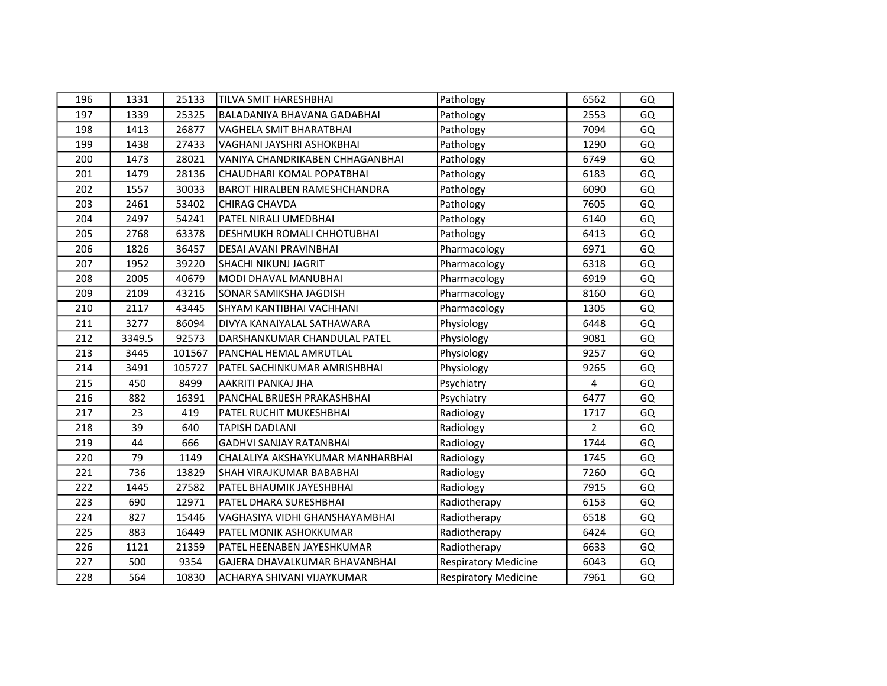| | | | | | | |
|---|---|---|---|---|---|---|
| 196 | 1331 | 25133 | TILVA SMIT HARESHBHAI | Pathology | 6562 | GQ |
| 197 | 1339 | 25325 | BALADANIYA BHAVANA GADABHAI | Pathology | 2553 | GQ |
| 198 | 1413 | 26877 | VAGHELA SMIT BHARATBHAI | Pathology | 7094 | GQ |
| 199 | 1438 | 27433 | VAGHANI JAYSHRI ASHOKBHAI | Pathology | 1290 | GQ |
| 200 | 1473 | 28021 | VANIYA CHANDRIKABEN CHHAGANBHAI | Pathology | 6749 | GQ |
| 201 | 1479 | 28136 | CHAUDHARI KOMAL POPATBHAI | Pathology | 6183 | GQ |
| 202 | 1557 | 30033 | BAROT HIRALBEN RAMESHCHANDRA | Pathology | 6090 | GQ |
| 203 | 2461 | 53402 | CHIRAG CHAVDA | Pathology | 7605 | GQ |
| 204 | 2497 | 54241 | PATEL NIRALI UMEDBHAI | Pathology | 6140 | GQ |
| 205 | 2768 | 63378 | DESHMUKH ROMALI CHHOTUBHAI | Pathology | 6413 | GQ |
| 206 | 1826 | 36457 | DESAI AVANI PRAVINBHAI | Pharmacology | 6971 | GQ |
| 207 | 1952 | 39220 | SHACHI NIKUNJ JAGRIT | Pharmacology | 6318 | GQ |
| 208 | 2005 | 40679 | MODI DHAVAL MANUBHAI | Pharmacology | 6919 | GQ |
| 209 | 2109 | 43216 | SONAR SAMIKSHA JAGDISH | Pharmacology | 8160 | GQ |
| 210 | 2117 | 43445 | SHYAM KANTIBHAI VACHHANI | Pharmacology | 1305 | GQ |
| 211 | 3277 | 86094 | DIVYA KANAIYALAL SATHAWARA | Physiology | 6448 | GQ |
| 212 | 3349.5 | 92573 | DARSHANKUMAR CHANDULAL PATEL | Physiology | 9081 | GQ |
| 213 | 3445 | 101567 | PANCHAL HEMAL AMRUTLAL | Physiology | 9257 | GQ |
| 214 | 3491 | 105727 | PATEL SACHINKUMAR AMRISHBHAI | Physiology | 9265 | GQ |
| 215 | 450 | 8499 | AAKRITI PANKAJ JHA | Psychiatry | 4 | GQ |
| 216 | 882 | 16391 | PANCHAL BRIJESH PRAKASHBHAI | Psychiatry | 6477 | GQ |
| 217 | 23 | 419 | PATEL RUCHIT MUKESHBHAI | Radiology | 1717 | GQ |
| 218 | 39 | 640 | TAPISH DADLANI | Radiology | 2 | GQ |
| 219 | 44 | 666 | GADHVI SANJAY RATANBHAI | Radiology | 1744 | GQ |
| 220 | 79 | 1149 | CHALALIYA AKSHAYKUMAR MANHARBHAI | Radiology | 1745 | GQ |
| 221 | 736 | 13829 | SHAH VIRAJKUMAR BABABHAI | Radiology | 7260 | GQ |
| 222 | 1445 | 27582 | PATEL BHAUMIK JAYESHBHAI | Radiology | 7915 | GQ |
| 223 | 690 | 12971 | PATEL DHARA SURESHBHAI | Radiotherapy | 6153 | GQ |
| 224 | 827 | 15446 | VAGHASIYA VIDHI GHANSHAYAMBHAI | Radiotherapy | 6518 | GQ |
| 225 | 883 | 16449 | PATEL MONIK ASHOKKUMAR | Radiotherapy | 6424 | GQ |
| 226 | 1121 | 21359 | PATEL HEENABEN JAYESHKUMAR | Radiotherapy | 6633 | GQ |
| 227 | 500 | 9354 | GAJERA DHAVALKUMAR BHAVANBHAI | Respiratory Medicine | 6043 | GQ |
| 228 | 564 | 10830 | ACHARYA SHIVANI VIJAYKUMAR | Respiratory Medicine | 7961 | GQ |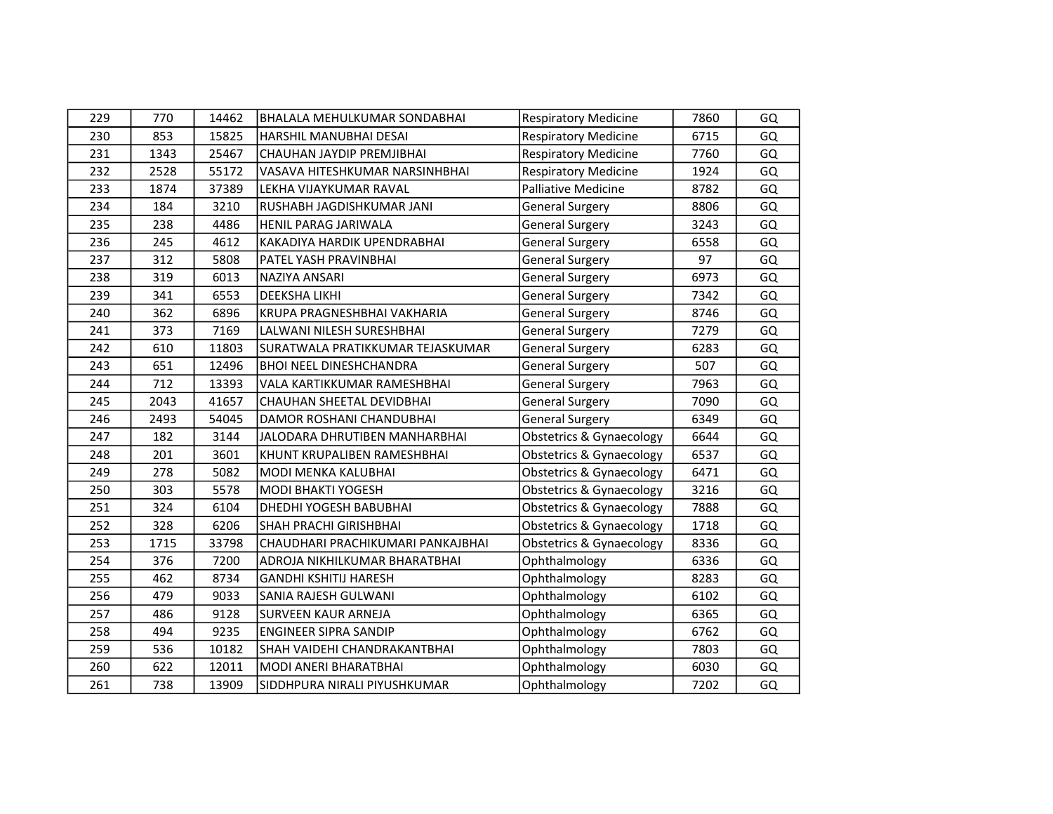| | | | | | | |
|---|---|---|---|---|---|---|
| 229 | 770 | 14462 | BHALALA MEHULKUMAR SONDABHAI | Respiratory Medicine | 7860 | GQ |
| 230 | 853 | 15825 | HARSHIL MANUBHAI DESAI | Respiratory Medicine | 6715 | GQ |
| 231 | 1343 | 25467 | CHAUHAN JAYDIP PREMJIBHAI | Respiratory Medicine | 7760 | GQ |
| 232 | 2528 | 55172 | VASAVA HITESHKUMAR NARSINHBHAI | Respiratory Medicine | 1924 | GQ |
| 233 | 1874 | 37389 | LEKHA VIJAYKUMAR RAVAL | Palliative Medicine | 8782 | GQ |
| 234 | 184 | 3210 | RUSHABH JAGDISHKUMAR JANI | General Surgery | 8806 | GQ |
| 235 | 238 | 4486 | HENIL PARAG JARIWALA | General Surgery | 3243 | GQ |
| 236 | 245 | 4612 | KAKADIYA HARDIK UPENDRABHAI | General Surgery | 6558 | GQ |
| 237 | 312 | 5808 | PATEL YASH PRAVINBHAI | General Surgery | 97 | GQ |
| 238 | 319 | 6013 | NAZIYA ANSARI | General Surgery | 6973 | GQ |
| 239 | 341 | 6553 | DEEKSHA LIKHI | General Surgery | 7342 | GQ |
| 240 | 362 | 6896 | KRUPA PRAGNESHBHAI VAKHARIA | General Surgery | 8746 | GQ |
| 241 | 373 | 7169 | LALWANI NILESH SURESHBHAI | General Surgery | 7279 | GQ |
| 242 | 610 | 11803 | SURATWALA PRATIKKUMAR TEJASKUMAR | General Surgery | 6283 | GQ |
| 243 | 651 | 12496 | BHOI NEEL DINESHCHANDRA | General Surgery | 507 | GQ |
| 244 | 712 | 13393 | VALA KARTIKKUMAR RAMESHBHAI | General Surgery | 7963 | GQ |
| 245 | 2043 | 41657 | CHAUHAN SHEETAL DEVIDBHAI | General Surgery | 7090 | GQ |
| 246 | 2493 | 54045 | DAMOR ROSHANI CHANDUBHAI | General Surgery | 6349 | GQ |
| 247 | 182 | 3144 | JALODARA DHRUTIBEN MANHARBHAI | Obstetrics & Gynaecology | 6644 | GQ |
| 248 | 201 | 3601 | KHUNT KRUPALIBEN RAMESHBHAI | Obstetrics & Gynaecology | 6537 | GQ |
| 249 | 278 | 5082 | MODI MENKA KALUBHAI | Obstetrics & Gynaecology | 6471 | GQ |
| 250 | 303 | 5578 | MODI BHAKTI YOGESH | Obstetrics & Gynaecology | 3216 | GQ |
| 251 | 324 | 6104 | DHEDHI YOGESH BABUBHAI | Obstetrics & Gynaecology | 7888 | GQ |
| 252 | 328 | 6206 | SHAH PRACHI GIRISHBHAI | Obstetrics & Gynaecology | 1718 | GQ |
| 253 | 1715 | 33798 | CHAUDHARI PRACHIKUMARI PANKAJBHAI | Obstetrics & Gynaecology | 8336 | GQ |
| 254 | 376 | 7200 | ADROJA NIKHILKUMAR BHARATBHAI | Ophthalmology | 6336 | GQ |
| 255 | 462 | 8734 | GANDHI KSHITIJ HARESH | Ophthalmology | 8283 | GQ |
| 256 | 479 | 9033 | SANIA RAJESH GULWANI | Ophthalmology | 6102 | GQ |
| 257 | 486 | 9128 | SURVEEN KAUR ARNEJA | Ophthalmology | 6365 | GQ |
| 258 | 494 | 9235 | ENGINEER SIPRA SANDIP | Ophthalmology | 6762 | GQ |
| 259 | 536 | 10182 | SHAH VAIDEHI CHANDRAKANTBHAI | Ophthalmology | 7803 | GQ |
| 260 | 622 | 12011 | MODI ANERI BHARATBHAI | Ophthalmology | 6030 | GQ |
| 261 | 738 | 13909 | SIDDHPURA NIRALI PIYUSHKUMAR | Ophthalmology | 7202 | GQ |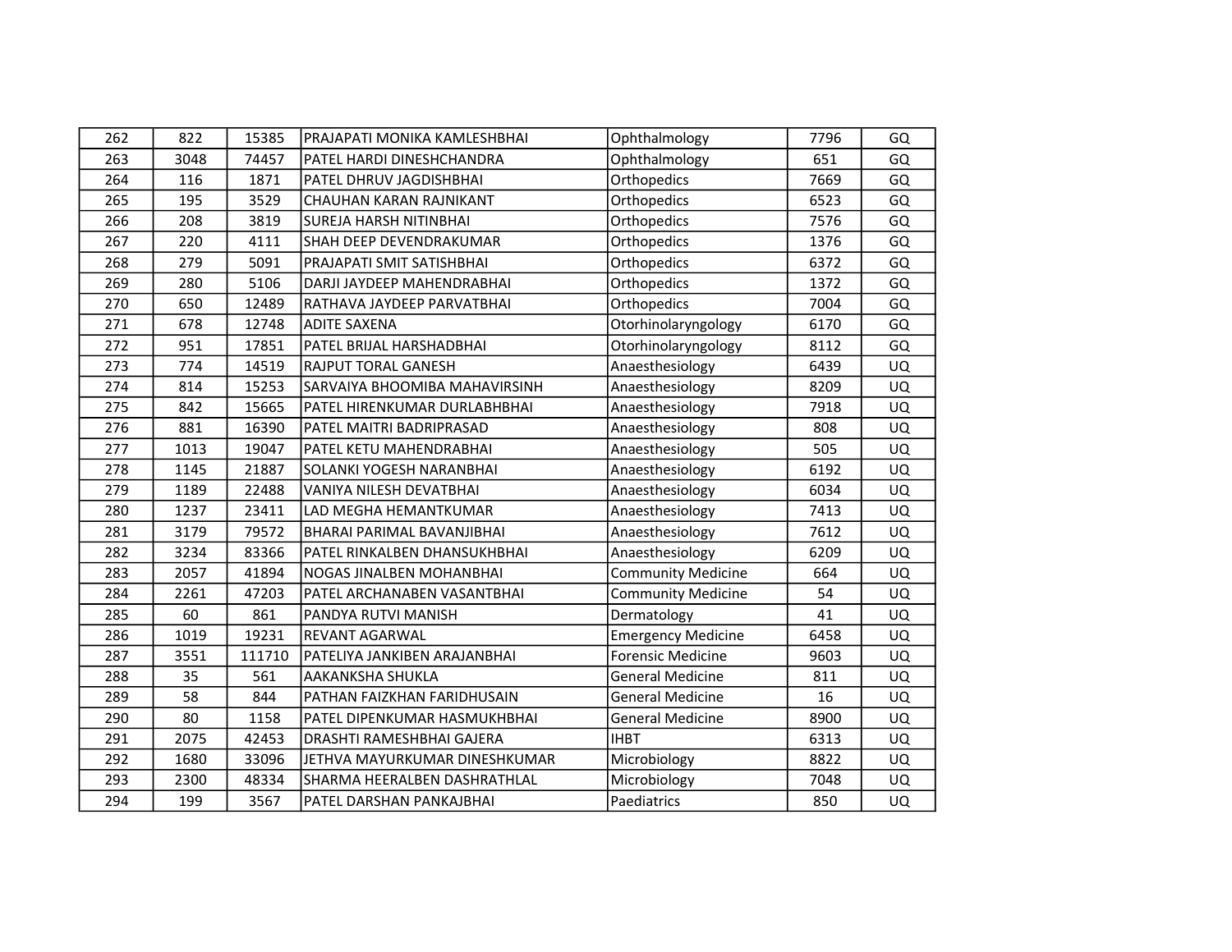| | | | | | | |
|---|---|---|---|---|---|---|
| 262 | 822 | 15385 | PRAJAPATI MONIKA KAMLESHBHAI | Ophthalmology | 7796 | GQ |
| 263 | 3048 | 74457 | PATEL HARDI DINESHCHANDRA | Ophthalmology | 651 | GQ |
| 264 | 116 | 1871 | PATEL DHRUV JAGDISHBHAI | Orthopedics | 7669 | GQ |
| 265 | 195 | 3529 | CHAUHAN KARAN RAJNIKANT | Orthopedics | 6523 | GQ |
| 266 | 208 | 3819 | SUREJA HARSH NITINBHAI | Orthopedics | 7576 | GQ |
| 267 | 220 | 4111 | SHAH DEEP DEVENDRAKUMAR | Orthopedics | 1376 | GQ |
| 268 | 279 | 5091 | PRAJAPATI SMIT SATISHBHAI | Orthopedics | 6372 | GQ |
| 269 | 280 | 5106 | DARJI JAYDEEP MAHENDRABHAI | Orthopedics | 1372 | GQ |
| 270 | 650 | 12489 | RATHAVA JAYDEEP PARVATBHAI | Orthopedics | 7004 | GQ |
| 271 | 678 | 12748 | ADITE SAXENA | Otorhinolaryngology | 6170 | GQ |
| 272 | 951 | 17851 | PATEL BRIJAL HARSHADBHAI | Otorhinolaryngology | 8112 | GQ |
| 273 | 774 | 14519 | RAJPUT TORAL GANESH | Anaesthesiology | 6439 | UQ |
| 274 | 814 | 15253 | SARVAIYA BHOOMIBA MAHAVIRSINH | Anaesthesiology | 8209 | UQ |
| 275 | 842 | 15665 | PATEL HIRENKUMAR DURLABHBHAI | Anaesthesiology | 7918 | UQ |
| 276 | 881 | 16390 | PATEL MAITRI BADRIPRASAD | Anaesthesiology | 808 | UQ |
| 277 | 1013 | 19047 | PATEL KETU MAHENDRABHAI | Anaesthesiology | 505 | UQ |
| 278 | 1145 | 21887 | SOLANKI YOGESH NARANBHAI | Anaesthesiology | 6192 | UQ |
| 279 | 1189 | 22488 | VANIYA NILESH DEVATBHAI | Anaesthesiology | 6034 | UQ |
| 280 | 1237 | 23411 | LAD MEGHA HEMANTKUMAR | Anaesthesiology | 7413 | UQ |
| 281 | 3179 | 79572 | BHARAI PARIMAL BAVANJIBHAI | Anaesthesiology | 7612 | UQ |
| 282 | 3234 | 83366 | PATEL RINKALBEN DHANSUKHBHAI | Anaesthesiology | 6209 | UQ |
| 283 | 2057 | 41894 | NOGAS JINALBEN MOHANBHAI | Community Medicine | 664 | UQ |
| 284 | 2261 | 47203 | PATEL ARCHANABEN VASANTBHAI | Community Medicine | 54 | UQ |
| 285 | 60 | 861 | PANDYA RUTVI MANISH | Dermatology | 41 | UQ |
| 286 | 1019 | 19231 | REVANT AGARWAL | Emergency Medicine | 6458 | UQ |
| 287 | 3551 | 111710 | PATELIYA JANKIBEN ARAJANBHAI | Forensic Medicine | 9603 | UQ |
| 288 | 35 | 561 | AAKANKSHA SHUKLA | General Medicine | 811 | UQ |
| 289 | 58 | 844 | PATHAN FAIZKHAN FARIDHUSAIN | General Medicine | 16 | UQ |
| 290 | 80 | 1158 | PATEL DIPENKUMAR HASMUKHBHAI | General Medicine | 8900 | UQ |
| 291 | 2075 | 42453 | DRASHTI RAMESHBHAI GAJERA | IHBT | 6313 | UQ |
| 292 | 1680 | 33096 | JETHVA MAYURKUMAR DINESHKUMAR | Microbiology | 8822 | UQ |
| 293 | 2300 | 48334 | SHARMA HEERALBEN DASHRATHLAL | Microbiology | 7048 | UQ |
| 294 | 199 | 3567 | PATEL DARSHAN PANKAJBHAI | Paediatrics | 850 | UQ |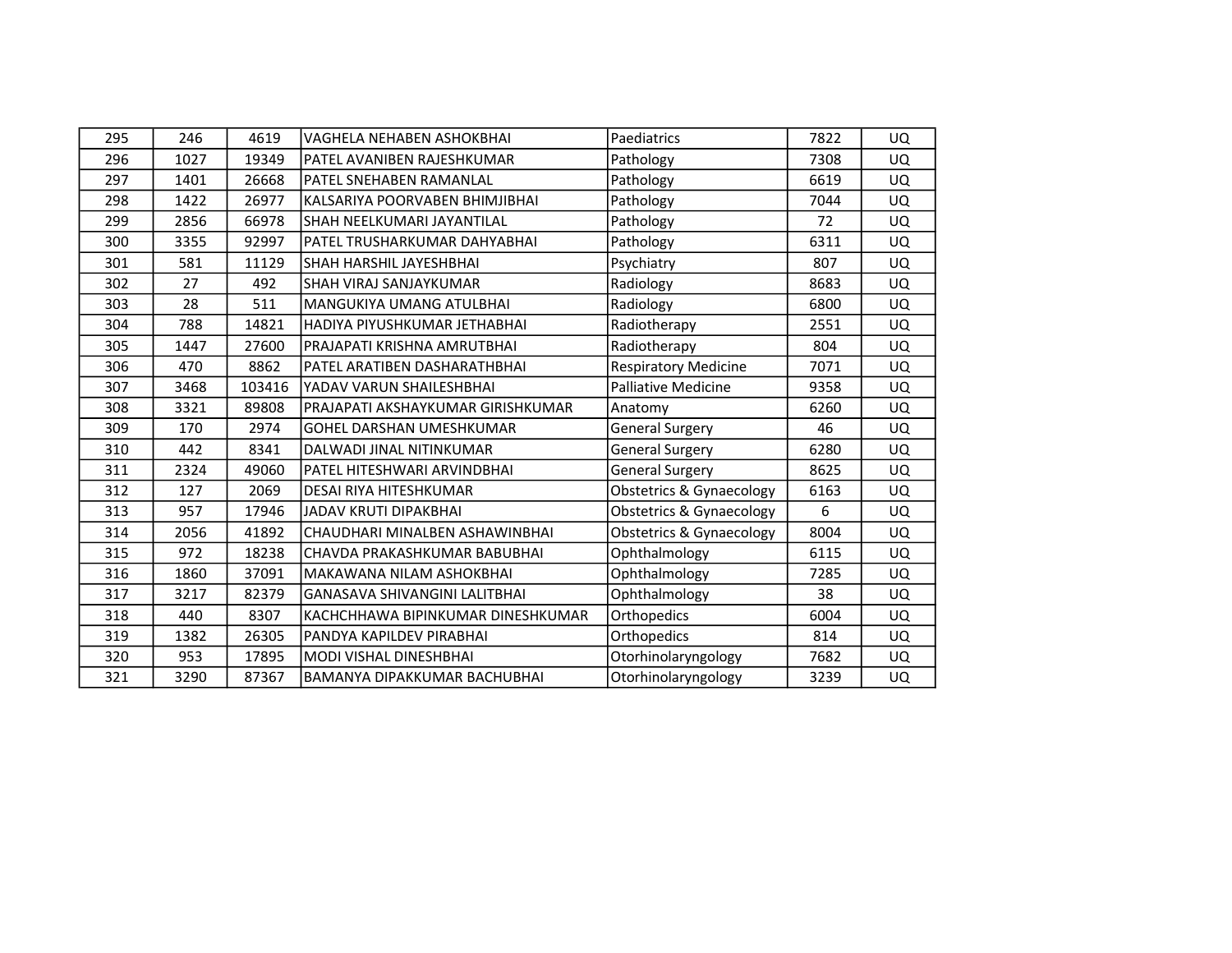| | | | | | | |
|---|---|---|---|---|---|---|
| 295 | 246 | 4619 | VAGHELA NEHABEN ASHOKBHAI | Paediatrics | 7822 | UQ |
| 296 | 1027 | 19349 | PATEL AVANIBEN RAJESHKUMAR | Pathology | 7308 | UQ |
| 297 | 1401 | 26668 | PATEL SNEHABEN RAMANLAL | Pathology | 6619 | UQ |
| 298 | 1422 | 26977 | KALSARIYA POORVABEN BHIMJIBHAI | Pathology | 7044 | UQ |
| 299 | 2856 | 66978 | SHAH NEELKUMARI JAYANTILAL | Pathology | 72 | UQ |
| 300 | 3355 | 92997 | PATEL TRUSHARKUMAR DAHYABHAI | Pathology | 6311 | UQ |
| 301 | 581 | 11129 | SHAH HARSHIL JAYESHBHAI | Psychiatry | 807 | UQ |
| 302 | 27 | 492 | SHAH VIRAJ SANJAYKUMAR | Radiology | 8683 | UQ |
| 303 | 28 | 511 | MANGUKIYA UMANG ATULBHAI | Radiology | 6800 | UQ |
| 304 | 788 | 14821 | HADIYA PIYUSHKUMAR JETHABHAI | Radiotherapy | 2551 | UQ |
| 305 | 1447 | 27600 | PRAJAPATI KRISHNA AMRUTBHAI | Radiotherapy | 804 | UQ |
| 306 | 470 | 8862 | PATEL ARATIBEN DASHARATHBHAI | Respiratory Medicine | 7071 | UQ |
| 307 | 3468 | 103416 | YADAV VARUN SHAILESHBHAI | Palliative Medicine | 9358 | UQ |
| 308 | 3321 | 89808 | PRAJAPATI AKSHAYKUMAR GIRISHKUMAR | Anatomy | 6260 | UQ |
| 309 | 170 | 2974 | GOHEL DARSHAN UMESHKUMAR | General Surgery | 46 | UQ |
| 310 | 442 | 8341 | DALWADI JINAL NITINKUMAR | General Surgery | 6280 | UQ |
| 311 | 2324 | 49060 | PATEL HITESHWARI ARVINDBHAI | General Surgery | 8625 | UQ |
| 312 | 127 | 2069 | DESAI RIYA HITESHKUMAR | Obstetrics & Gynaecology | 6163 | UQ |
| 313 | 957 | 17946 | JADAV KRUTI DIPAKBHAI | Obstetrics & Gynaecology | 6 | UQ |
| 314 | 2056 | 41892 | CHAUDHARI MINALBEN ASHAWINBHAI | Obstetrics & Gynaecology | 8004 | UQ |
| 315 | 972 | 18238 | CHAVDA PRAKASHKUMAR BABUBHAI | Ophthalmology | 6115 | UQ |
| 316 | 1860 | 37091 | MAKAWANA NILAM ASHOKBHAI | Ophthalmology | 7285 | UQ |
| 317 | 3217 | 82379 | GANASAVA SHIVANGINI LALITBHAI | Ophthalmology | 38 | UQ |
| 318 | 440 | 8307 | KACHCHHAWA BIPINKUMAR DINESHKUMAR | Orthopedics | 6004 | UQ |
| 319 | 1382 | 26305 | PANDYA KAPILDEV PIRABHAI | Orthopedics | 814 | UQ |
| 320 | 953 | 17895 | MODI VISHAL DINESHBHAI | Otorhinolaryngology | 7682 | UQ |
| 321 | 3290 | 87367 | BAMANYA DIPAKKUMAR BACHUBHAI | Otorhinolaryngology | 3239 | UQ |